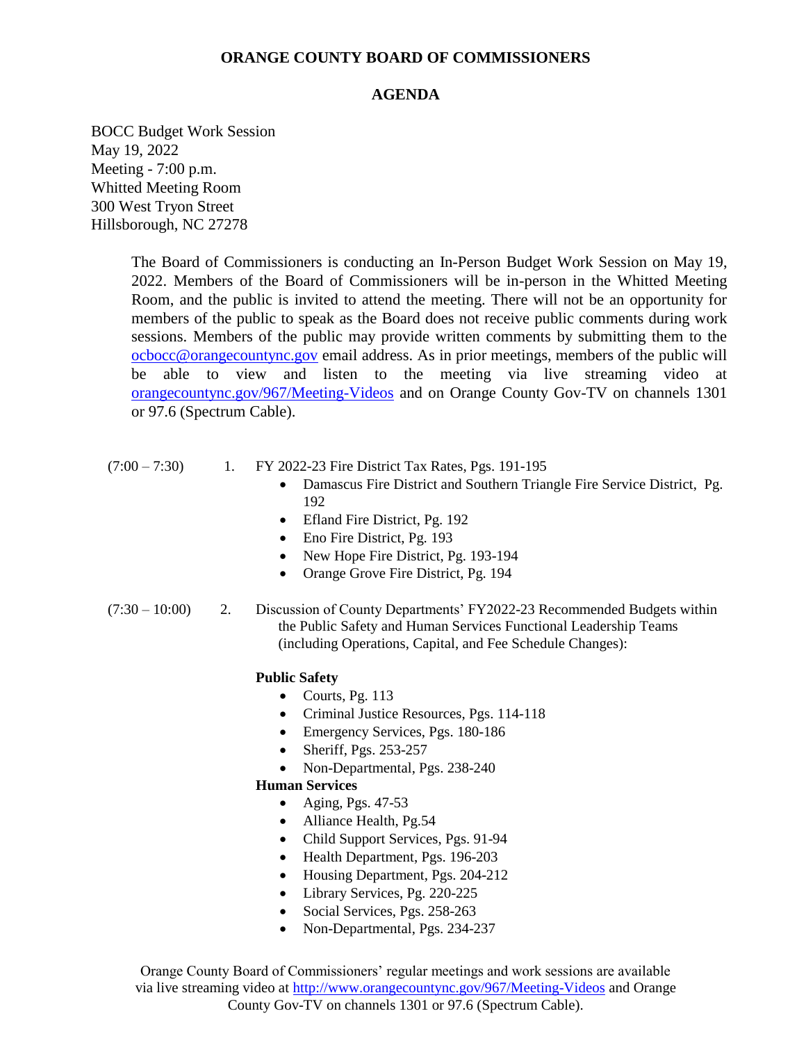# ORANGE COUNTY BOARD OF COMMISSIONERS

## AGENDA

BOCC Budget Work Session
May 19, 2022
Meeting - 7:00 p.m.
Whitted Meeting Room
300 West Tryon Street
Hillsborough, NC 27278

The Board of Commissioners is conducting an In-Person Budget Work Session on May 19, 2022. Members of the Board of Commissioners will be in-person in the Whitted Meeting Room, and the public is invited to attend the meeting. There will not be an opportunity for members of the public to speak as the Board does not receive public comments during work sessions. Members of the public may provide written comments by submitting them to the ocbocc@orangecountync.gov email address. As in prior meetings, members of the public will be able to view and listen to the meeting via live streaming video at orangecountync.gov/967/Meeting-Videos and on Orange County Gov-TV on channels 1301 or 97.6 (Spectrum Cable).

(7:00 – 7:30) 1. FY 2022-23 Fire District Tax Rates, Pgs. 191-195

- Damascus Fire District and Southern Triangle Fire Service District, Pg. 192
- Efland Fire District, Pg. 192
- Eno Fire District, Pg. 193
- New Hope Fire District, Pg. 193-194
- Orange Grove Fire District, Pg. 194

(7:30 – 10:00) 2. Discussion of County Departments' FY2022-23 Recommended Budgets within the Public Safety and Human Services Functional Leadership Teams (including Operations, Capital, and Fee Schedule Changes):

**Public Safety**

- Courts, Pg. 113
- Criminal Justice Resources, Pgs. 114-118
- Emergency Services, Pgs. 180-186
- Sheriff, Pgs. 253-257
- Non-Departmental, Pgs. 238-240

**Human Services**

- Aging, Pgs. 47-53
- Alliance Health, Pg.54
- Child Support Services, Pgs. 91-94
- Health Department, Pgs. 196-203
- Housing Department, Pgs. 204-212
- Library Services, Pg. 220-225
- Social Services, Pgs. 258-263
- Non-Departmental, Pgs. 234-237

Orange County Board of Commissioners' regular meetings and work sessions are available via live streaming video at http://www.orangecountync.gov/967/Meeting-Videos and Orange County Gov-TV on channels 1301 or 97.6 (Spectrum Cable).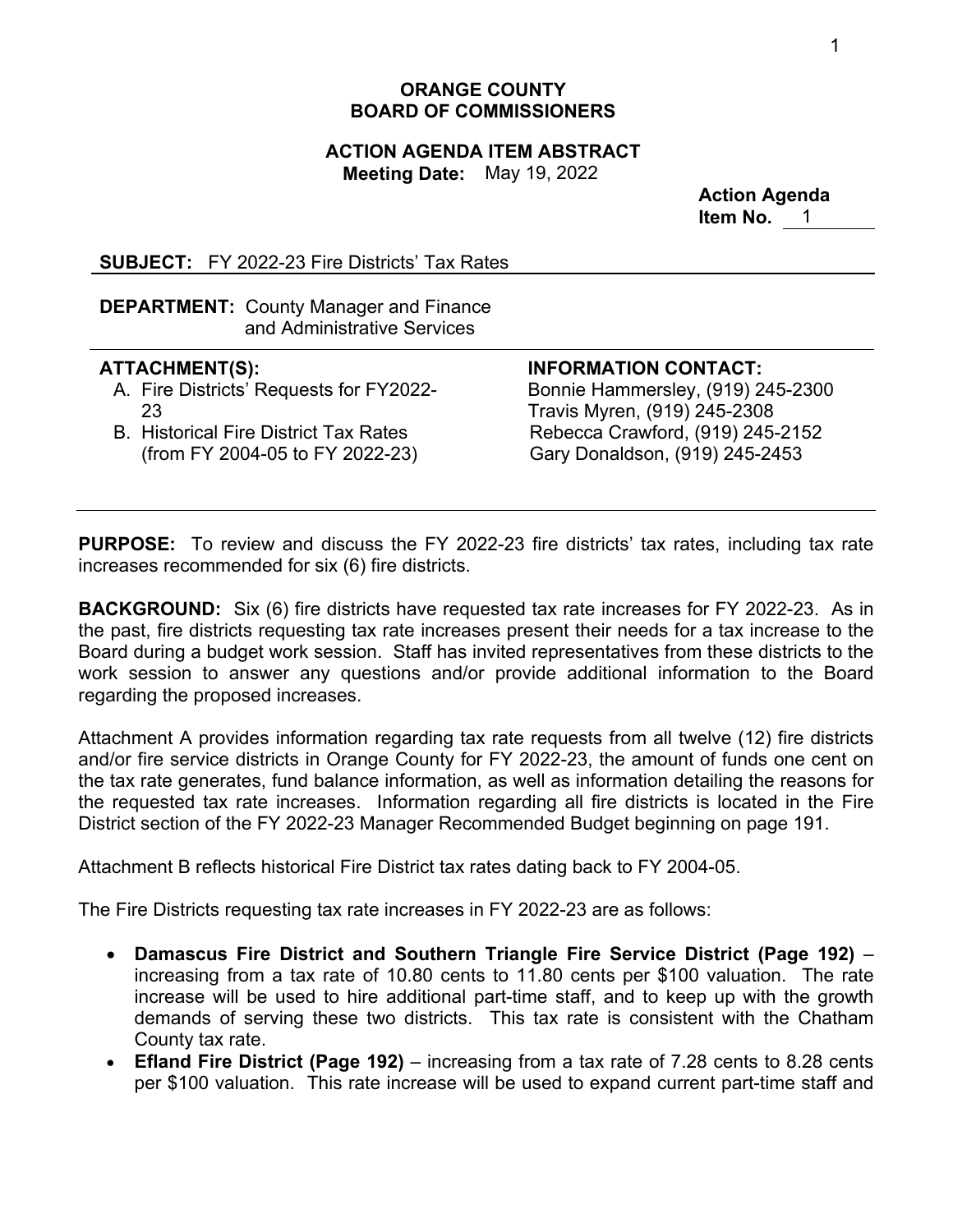**ORANGE COUNTY**
**BOARD OF COMMISSIONERS**

**ACTION AGENDA ITEM ABSTRACT**
**Meeting Date:** May 19, 2022

**Action Agenda Item No.** 1

**SUBJECT:** FY 2022-23 Fire Districts' Tax Rates

**DEPARTMENT:** County Manager and Finance and Administrative Services

**ATTACHMENT(S):**
- A. Fire Districts' Requests for FY2022-23
- B. Historical Fire District Tax Rates (from FY 2004-05 to FY 2022-23)

**INFORMATION CONTACT:**
Bonnie Hammersley, (919) 245-2300
Travis Myren, (919) 245-2308
Rebecca Crawford, (919) 245-2152
Gary Donaldson, (919) 245-2453

**PURPOSE:** To review and discuss the FY 2022-23 fire districts' tax rates, including tax rate increases recommended for six (6) fire districts.

**BACKGROUND:** Six (6) fire districts have requested tax rate increases for FY 2022-23. As in the past, fire districts requesting tax rate increases present their needs for a tax increase to the Board during a budget work session. Staff has invited representatives from these districts to the work session to answer any questions and/or provide additional information to the Board regarding the proposed increases.

Attachment A provides information regarding tax rate requests from all twelve (12) fire districts and/or fire service districts in Orange County for FY 2022-23, the amount of funds one cent on the tax rate generates, fund balance information, as well as information detailing the reasons for the requested tax rate increases. Information regarding all fire districts is located in the Fire District section of the FY 2022-23 Manager Recommended Budget beginning on page 191.

Attachment B reflects historical Fire District tax rates dating back to FY 2004-05.

The Fire Districts requesting tax rate increases in FY 2022-23 are as follows:

- **Damascus Fire District and Southern Triangle Fire Service District (Page 192)** – increasing from a tax rate of 10.80 cents to 11.80 cents per $100 valuation. The rate increase will be used to hire additional part-time staff, and to keep up with the growth demands of serving these two districts. This tax rate is consistent with the Chatham County tax rate.
- **Efland Fire District (Page 192)** – increasing from a tax rate of 7.28 cents to 8.28 cents per $100 valuation. This rate increase will be used to expand current part-time staff and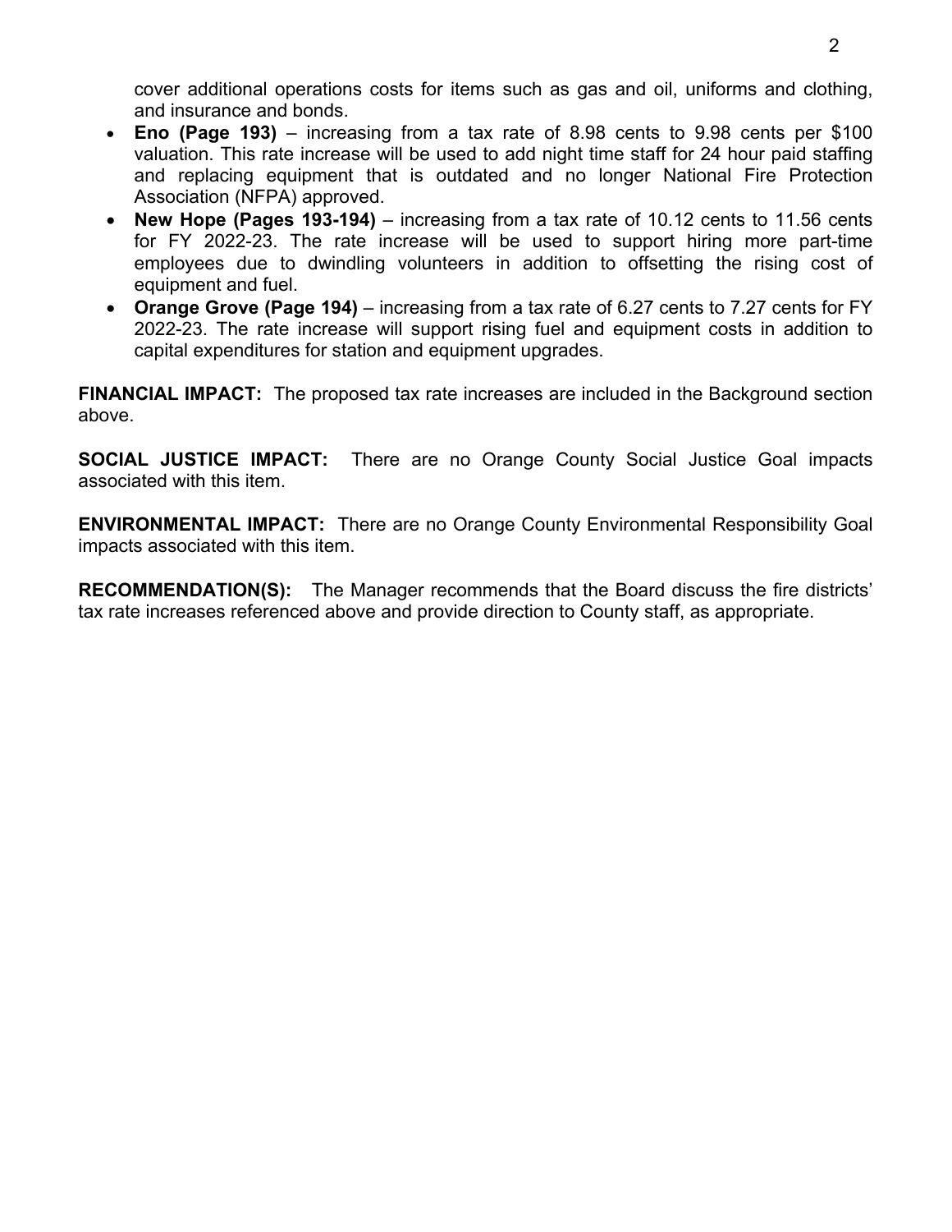cover additional operations costs for items such as gas and oil, uniforms and clothing, and insurance and bonds.

- **Eno (Page 193)** – increasing from a tax rate of 8.98 cents to 9.98 cents per $100 valuation. This rate increase will be used to add night time staff for 24 hour paid staffing and replacing equipment that is outdated and no longer National Fire Protection Association (NFPA) approved.
- **New Hope (Pages 193-194)** – increasing from a tax rate of 10.12 cents to 11.56 cents for FY 2022-23. The rate increase will be used to support hiring more part-time employees due to dwindling volunteers in addition to offsetting the rising cost of equipment and fuel.
- **Orange Grove (Page 194)** – increasing from a tax rate of 6.27 cents to 7.27 cents for FY 2022-23. The rate increase will support rising fuel and equipment costs in addition to capital expenditures for station and equipment upgrades.

**FINANCIAL IMPACT:** The proposed tax rate increases are included in the Background section above.

**SOCIAL JUSTICE IMPACT:** There are no Orange County Social Justice Goal impacts associated with this item.

**ENVIRONMENTAL IMPACT:** There are no Orange County Environmental Responsibility Goal impacts associated with this item.

**RECOMMENDATION(S):** The Manager recommends that the Board discuss the fire districts' tax rate increases referenced above and provide direction to County staff, as appropriate.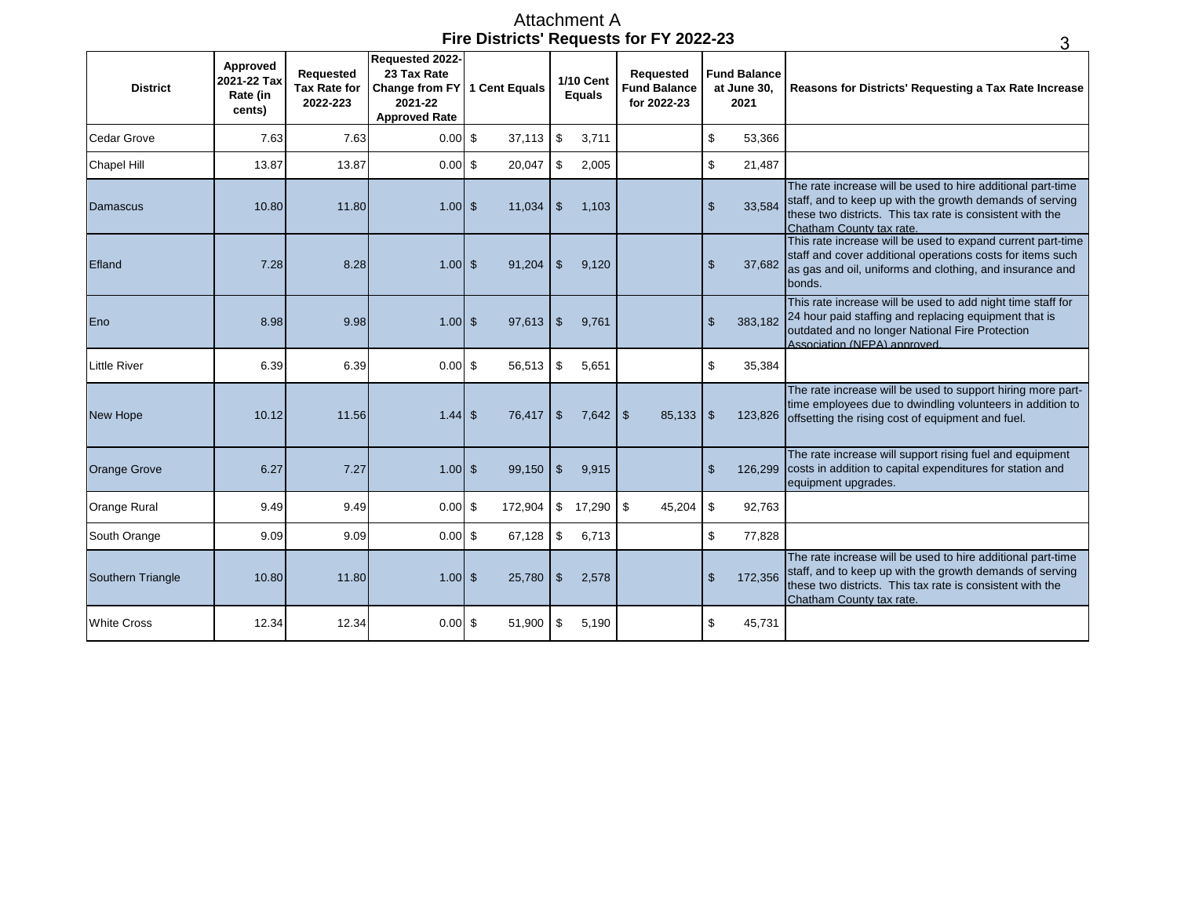# Attachment A

## Fire Districts' Requests for FY 2022-23

| District | Approved 2021-22 Tax Rate (in cents) | Requested Tax Rate for 2022-223 | Requested 2022-23 Tax Rate Change from FY 2021-22 Approved Rate | 1 Cent Equals | 1/10 Cent Equals | Requested Fund Balance for 2022-23 | Fund Balance at June 30, 2021 | Reasons for Districts' Requesting a Tax Rate Increase |
|---|---|---|---|---|---|---|---|---|
| Cedar Grove | 7.63 | 7.63 | 0.00 | $ 37,113 | $ 3,711 | | $ 53,366 | |
| Chapel Hill | 13.87 | 13.87 | 0.00 | $ 20,047 | $ 2,005 | | $ 21,487 | |
| Damascus | 10.80 | 11.80 | 1.00 | $ 11,034 | $ 1,103 | | $ 33,584 | The rate increase will be used to hire additional part-time staff, and to keep up with the growth demands of serving these two districts. This tax rate is consistent with the Chatham County tax rate. |
| Efland | 7.28 | 8.28 | 1.00 | $ 91,204 | $ 9,120 | | $ 37,682 | This rate increase will be used to expand current part-time staff and cover additional operations costs for items such as gas and oil, uniforms and clothing, and insurance and bonds. |
| Eno | 8.98 | 9.98 | 1.00 | $ 97,613 | $ 9,761 | | $ 383,182 | This rate increase will be used to add night time staff for 24 hour paid staffing and replacing equipment that is outdated and no longer National Fire Protection Association (NFPA) approved. |
| Little River | 6.39 | 6.39 | 0.00 | $ 56,513 | $ 5,651 | | $ 35,384 | |
| New Hope | 10.12 | 11.56 | 1.44 | $ 76,417 | $ 7,642 | $ 85,133 | $ 123,826 | The rate increase will be used to support hiring more part-time employees due to dwindling volunteers in addition to offsetting the rising cost of equipment and fuel. |
| Orange Grove | 6.27 | 7.27 | 1.00 | $ 99,150 | $ 9,915 | | $ 126,299 | The rate increase will support rising fuel and equipment costs in addition to capital expenditures for station and equipment upgrades. |
| Orange Rural | 9.49 | 9.49 | 0.00 | $ 172,904 | $ 17,290 | $ 45,204 | $ 92,763 | |
| South Orange | 9.09 | 9.09 | 0.00 | $ 67,128 | $ 6,713 | | $ 77,828 | |
| Southern Triangle | 10.80 | 11.80 | 1.00 | $ 25,780 | $ 2,578 | | $ 172,356 | The rate increase will be used to hire additional part-time staff, and to keep up with the growth demands of serving these two districts. This tax rate is consistent with the Chatham County tax rate. |
| White Cross | 12.34 | 12.34 | 0.00 | $ 51,900 | $ 5,190 | | $ 45,731 | |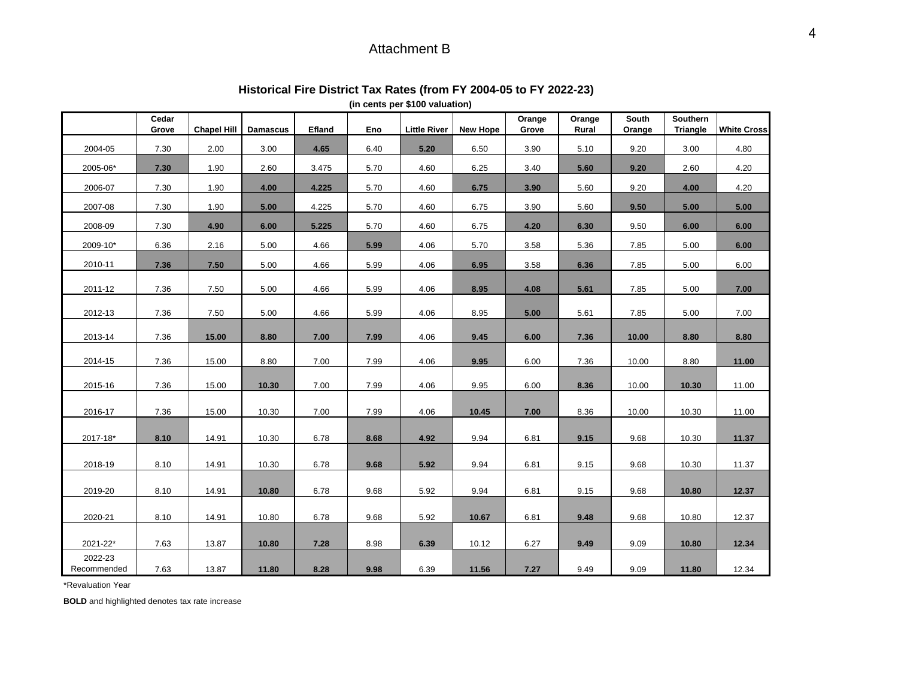# Attachment B

## Historical Fire District Tax Rates (from FY 2004-05 to FY 2022-23)

**(in cents per $100 valuation)**

| | Cedar Grove | Chapel Hill | Damascus | Efland | Eno | Little River | New Hope | Orange Grove | Orange Rural | South Orange | Southern Triangle | White Cross |
|---|---|---|---|---|---|---|---|---|---|---|---|---|
| 2004-05 | 7.30 | 2.00 | 3.00 | **4.65** | 6.40 | **5.20** | 6.50 | 3.90 | 5.10 | 9.20 | 3.00 | 4.80 |
| 2005-06* | **7.30** | 1.90 | 2.60 | 3.475 | 5.70 | 4.60 | 6.25 | 3.40 | **5.60** | **9.20** | 2.60 | 4.20 |
| 2006-07 | 7.30 | 1.90 | **4.00** | **4.225** | 5.70 | 4.60 | **6.75** | **3.90** | 5.60 | 9.20 | **4.00** | 4.20 |
| 2007-08 | 7.30 | 1.90 | **5.00** | 4.225 | 5.70 | 4.60 | 6.75 | 3.90 | 5.60 | **9.50** | **5.00** | **5.00** |
| 2008-09 | 7.30 | **4.90** | **6.00** | **5.225** | 5.70 | 4.60 | 6.75 | **4.20** | **6.30** | 9.50 | **6.00** | **6.00** |
| 2009-10* | 6.36 | 2.16 | 5.00 | 4.66 | **5.99** | 4.06 | 5.70 | 3.58 | 5.36 | 7.85 | 5.00 | **6.00** |
| 2010-11 | **7.36** | **7.50** | 5.00 | 4.66 | 5.99 | 4.06 | **6.95** | 3.58 | **6.36** | 7.85 | 5.00 | 6.00 |
| 2011-12 | 7.36 | 7.50 | 5.00 | 4.66 | 5.99 | 4.06 | **8.95** | **4.08** | **5.61** | 7.85 | 5.00 | **7.00** |
| 2012-13 | 7.36 | 7.50 | 5.00 | 4.66 | 5.99 | 4.06 | 8.95 | **5.00** | 5.61 | 7.85 | 5.00 | 7.00 |
| 2013-14 | 7.36 | **15.00** | **8.80** | **7.00** | **7.99** | 4.06 | **9.45** | **6.00** | **7.36** | **10.00** | **8.80** | **8.80** |
| 2014-15 | 7.36 | 15.00 | 8.80 | 7.00 | 7.99 | 4.06 | **9.95** | 6.00 | 7.36 | 10.00 | 8.80 | **11.00** |
| 2015-16 | 7.36 | 15.00 | **10.30** | 7.00 | 7.99 | 4.06 | 9.95 | 6.00 | **8.36** | 10.00 | **10.30** | 11.00 |
| 2016-17 | 7.36 | 15.00 | 10.30 | 7.00 | 7.99 | 4.06 | **10.45** | **7.00** | 8.36 | 10.00 | 10.30 | 11.00 |
| 2017-18* | **8.10** | 14.91 | 10.30 | 6.78 | **8.68** | **4.92** | 9.94 | 6.81 | **9.15** | 9.68 | 10.30 | **11.37** |
| 2018-19 | 8.10 | 14.91 | 10.30 | 6.78 | **9.68** | **5.92** | 9.94 | 6.81 | 9.15 | 9.68 | 10.30 | 11.37 |
| 2019-20 | 8.10 | 14.91 | **10.80** | 6.78 | 9.68 | 5.92 | 9.94 | 6.81 | 9.15 | 9.68 | **10.80** | **12.37** |
| 2020-21 | 8.10 | 14.91 | 10.80 | 6.78 | 9.68 | 5.92 | **10.67** | 6.81 | **9.48** | 9.68 | 10.80 | 12.37 |
| 2021-22* | 7.63 | 13.87 | **10.80** | **7.28** | 8.98 | **6.39** | 10.12 | 6.27 | **9.49** | 9.09 | **10.80** | **12.34** |
| 2022-23 Recommended | 7.63 | 13.87 | **11.80** | **8.28** | **9.98** | 6.39 | **11.56** | **7.27** | 9.49 | 9.09 | **11.80** | 12.34 |

*Revaluation Year

**BOLD** and highlighted denotes tax rate increase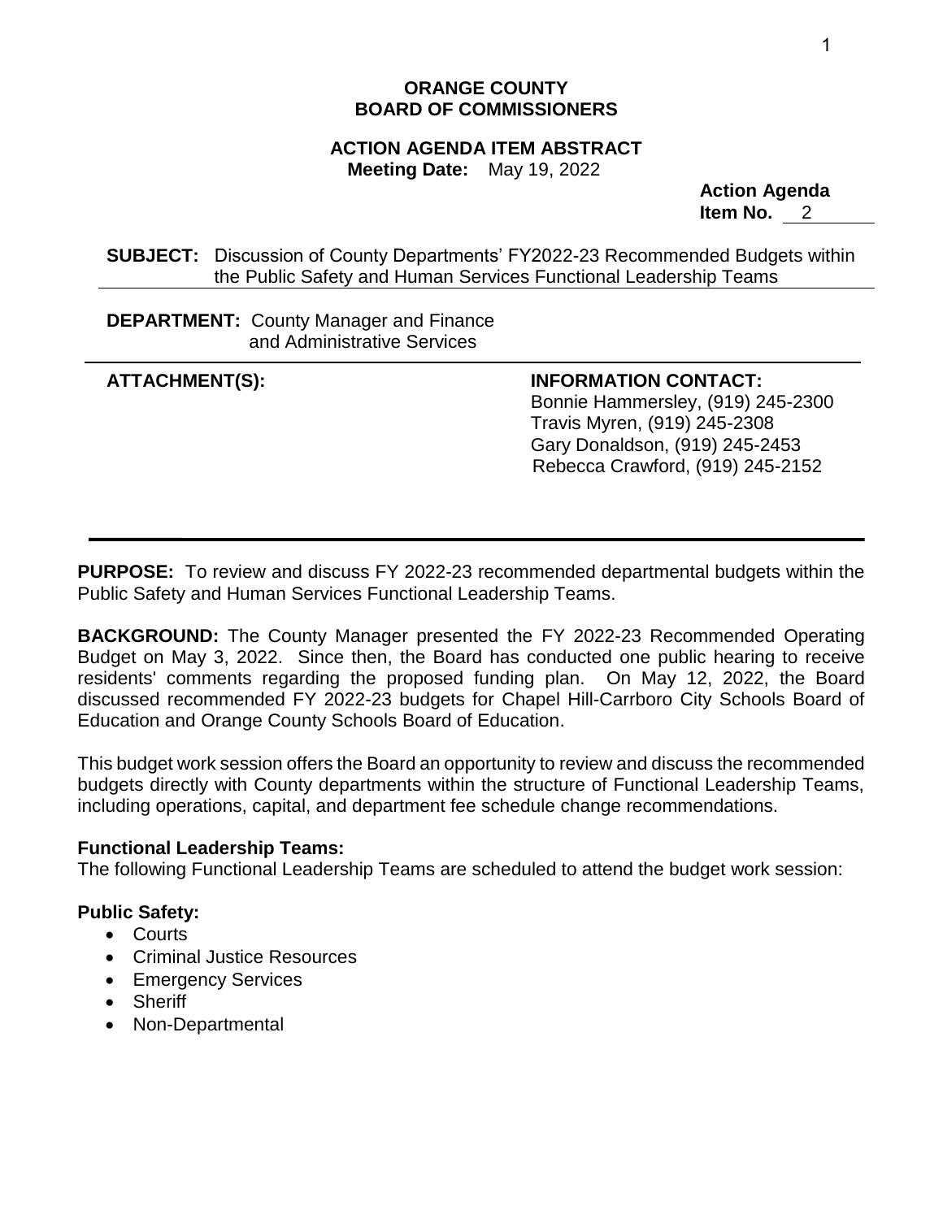**ORANGE COUNTY**
**BOARD OF COMMISSIONERS**

**ACTION AGENDA ITEM ABSTRACT**
**Meeting Date:** May 19, 2022

**Action Agenda**
**Item No.** 2

**SUBJECT:** Discussion of County Departments' FY2022-23 Recommended Budgets within the Public Safety and Human Services Functional Leadership Teams

**DEPARTMENT:** County Manager and Finance and Administrative Services

**ATTACHMENT(S):**

**INFORMATION CONTACT:**
Bonnie Hammersley, (919) 245-2300
Travis Myren, (919) 245-2308
Gary Donaldson, (919) 245-2453
Rebecca Crawford, (919) 245-2152

**PURPOSE:** To review and discuss FY 2022-23 recommended departmental budgets within the Public Safety and Human Services Functional Leadership Teams.

**BACKGROUND:** The County Manager presented the FY 2022-23 Recommended Operating Budget on May 3, 2022. Since then, the Board has conducted one public hearing to receive residents' comments regarding the proposed funding plan. On May 12, 2022, the Board discussed recommended FY 2022-23 budgets for Chapel Hill-Carrboro City Schools Board of Education and Orange County Schools Board of Education.

This budget work session offers the Board an opportunity to review and discuss the recommended budgets directly with County departments within the structure of Functional Leadership Teams, including operations, capital, and department fee schedule change recommendations.

**Functional Leadership Teams:**
The following Functional Leadership Teams are scheduled to attend the budget work session:

**Public Safety:**

- Courts
- Criminal Justice Resources
- Emergency Services
- Sheriff
- Non-Departmental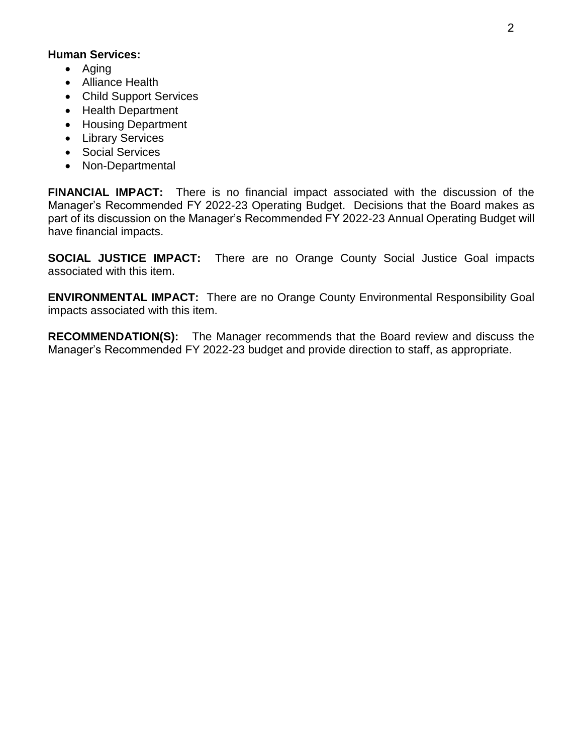**Human Services:**

- Aging
- Alliance Health
- Child Support Services
- Health Department
- Housing Department
- Library Services
- Social Services
- Non-Departmental

**FINANCIAL IMPACT:** There is no financial impact associated with the discussion of the Manager's Recommended FY 2022-23 Operating Budget. Decisions that the Board makes as part of its discussion on the Manager's Recommended FY 2022-23 Annual Operating Budget will have financial impacts.

**SOCIAL JUSTICE IMPACT:** There are no Orange County Social Justice Goal impacts associated with this item.

**ENVIRONMENTAL IMPACT:** There are no Orange County Environmental Responsibility Goal impacts associated with this item.

**RECOMMENDATION(S):** The Manager recommends that the Board review and discuss the Manager's Recommended FY 2022-23 budget and provide direction to staff, as appropriate.